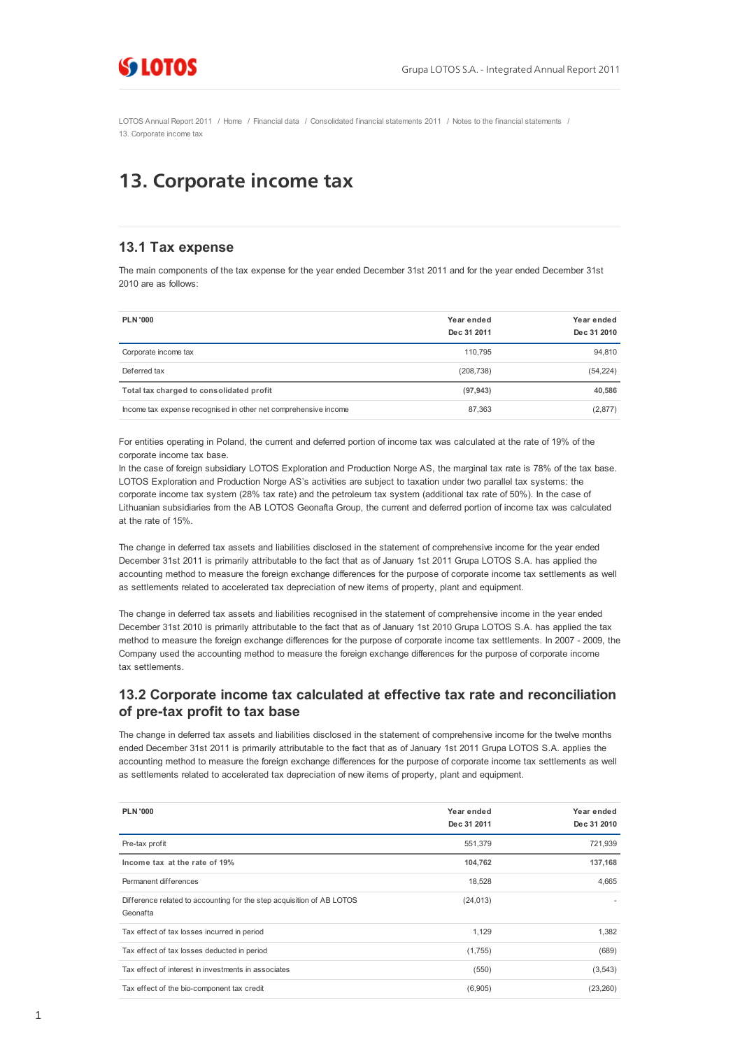LOTOS Annual Report 2011 / Home / Financial data / Consolidated financial statements 2011 / Notes to the financial statements / 13. Corporate income tax

# 13. Corporate income tax

## 13.1 Tax expense

The main components of the tax expense for the year ended December 31st 2011 and for the year ended December 31st 2010 are as follows:

| PLN '000 | Year ended Dec 31 2011 | Year ended Dec 31 2010 |
|---|---|---|
| Corporate income tax | 110,795 | 94,810 |
| Deferred tax | (208,738) | (54,224) |
| **Total tax charged to consolidated profit** | **(97,943)** | **40,586** |
| Income tax expense recognised in other net comprehensive income | 87,363 | (2,877) |

For entities operating in Poland, the current and deferred portion of income tax was calculated at the rate of 19% of the corporate income tax base.
In the case of foreign subsidiary LOTOS Exploration and Production Norge AS, the marginal tax rate is 78% of the tax base. LOTOS Exploration and Production Norge AS's activities are subject to taxation under two parallel tax systems: the corporate income tax system (28% tax rate) and the petroleum tax system (additional tax rate of 50%). In the case of Lithuanian subsidiaries from the AB LOTOS Geonafta Group, the current and deferred portion of income tax was calculated at the rate of 15%.

The change in deferred tax assets and liabilities disclosed in the statement of comprehensive income for the year ended December 31st 2011 is primarily attributable to the fact that as of January 1st 2011 Grupa LOTOS S.A. has applied the accounting method to measure the foreign exchange differences for the purpose of corporate income tax settlements as well as settlements related to accelerated tax depreciation of new items of property, plant and equipment.

The change in deferred tax assets and liabilities recognised in the statement of comprehensive income in the year ended December 31st 2010 is primarily attributable to the fact that as of January 1st 2010 Grupa LOTOS S.A. has applied the tax method to measure the foreign exchange differences for the purpose of corporate income tax settlements. In 2007 - 2009, the Company used the accounting method to measure the foreign exchange differences for the purpose of corporate income tax settlements.

## 13.2 Corporate income tax calculated at effective tax rate and reconciliation of pre-tax profit to tax base

The change in deferred tax assets and liabilities disclosed in the statement of comprehensive income for the twelve months ended December 31st 2011 is primarily attributable to the fact that as of January 1st 2011 Grupa LOTOS S.A. applies the accounting method to measure the foreign exchange differences for the purpose of corporate income tax settlements as well as settlements related to accelerated tax depreciation of new items of property, plant and equipment.

| PLN '000 | Year ended Dec 31 2011 | Year ended Dec 31 2010 |
|---|---|---|
| Pre-tax profit | 551,379 | 721,939 |
| **Income tax at the rate of 19%** | **104,762** | **137,168** |
| Permanent differences | 18,528 | 4,665 |
| Difference related to accounting for the step acquisition of AB LOTOS Geonafta | (24,013) | - |
| Tax effect of tax losses incurred in period | 1,129 | 1,382 |
| Tax effect of tax losses deducted in period | (1,755) | (689) |
| Tax effect of interest in investments in associates | (550) | (3,543) |
| Tax effect of the bio-component tax credit | (6,905) | (23,260) |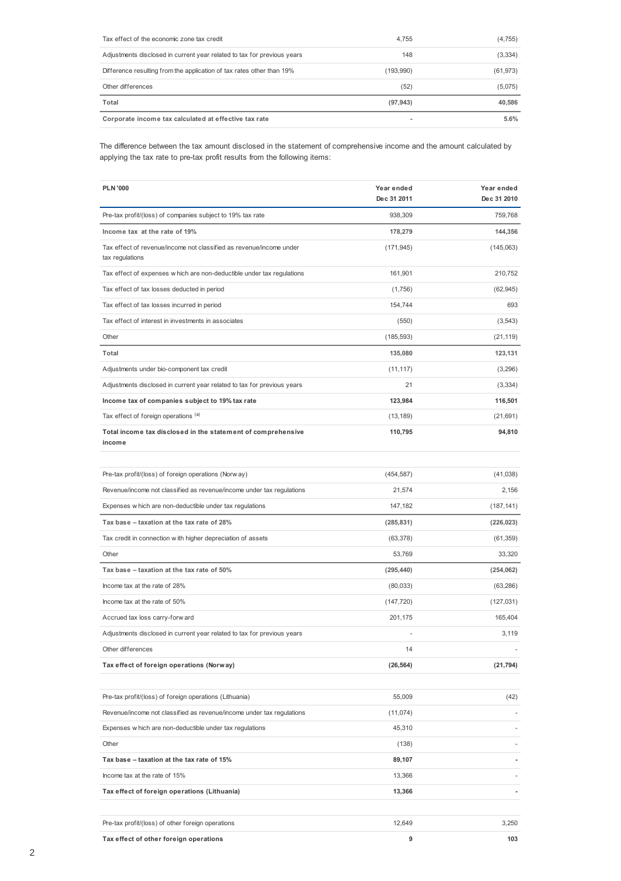| | | |
|---|---|---|
| Tax effect of the economic zone tax credit | 4,755 | (4,755) |
| Adjustments disclosed in current year related to tax for previous years | 148 | (3,334) |
| Difference resulting from the application of tax rates other than 19% | (193,990) | (61,973) |
| Other differences | (52) | (5,075) |
| **Total** | **(97,943)** | **40,586** |
| **Corporate income tax calculated at effective tax rate** | **-** | **5.6%** |

The difference between the tax amount disclosed in the statement of comprehensive income and the amount calculated by applying the tax rate to pre-tax profit results from the following items:

| **PLN '000** | **Year ended Dec 31 2011** | **Year ended Dec 31 2010** |
|---|---|---|
| Pre-tax profit/(loss) of companies subject to 19% tax rate | 938,309 | 759,768 |
| **Income tax at the rate of 19%** | **178,279** | **144,356** |
| Tax effect of revenue/income not classified as revenue/income under tax regulations | (171,945) | (145,063) |
| Tax effect of expenses which are non-deductible under tax regulations | 161,901 | 210,752 |
| Tax effect of tax losses deducted in period | (1,756) | (62,945) |
| Tax effect of tax losses incurred in period | 154,744 | 693 |
| Tax effect of interest in investments in associates | (550) | (3,543) |
| Other | (185,593) | (21,119) |
| **Total** | **135,080** | **123,131** |
| Adjustments under bio-component tax credit | (11,117) | (3,296) |
| Adjustments disclosed in current year related to tax for previous years | 21 | (3,334) |
| **Income tax of companies subject to 19% tax rate** | **123,984** | **116,501** |
| Tax effect of foreign operations [(a)] | (13,189) | (21,691) |
| **Total income tax disclosed in the statement of comprehensive income** | **110,795** | **94,810** |
| | | |
| Pre-tax profit/(loss) of foreign operations (Norway) | (454,587) | (41,038) |
| Revenue/income not classified as revenue/income under tax regulations | 21,574 | 2,156 |
| Expenses which are non-deductible under tax regulations | 147,182 | (187,141) |
| **Tax base – taxation at the tax rate of 28%** | **(285,831)** | **(226,023)** |
| Tax credit in connection with higher depreciation of assets | (63,378) | (61,359) |
| Other | 53,769 | 33,320 |
| **Tax base – taxation at the tax rate of 50%** | **(295,440)** | **(254,062)** |
| Income tax at the rate of 28% | (80,033) | (63,286) |
| Income tax at the rate of 50% | (147,720) | (127,031) |
| Accrued tax loss carry-forward | 201,175 | 165,404 |
| Adjustments disclosed in current year related to tax for previous years | - | 3,119 |
| Other differences | 14 | - |
| **Tax effect of foreign operations (Norway)** | **(26,564)** | **(21,794)** |
| | | |
| Pre-tax profit/(loss) of foreign operations (Lithuania) | 55,009 | (42) |
| Revenue/income not classified as revenue/income under tax regulations | (11,074) | - |
| Expenses which are non-deductible under tax regulations | 45,310 | - |
| Other | (138) | - |
| **Tax base – taxation at the tax rate of 15%** | **89,107** | **-** |
| Income tax at the rate of 15% | 13,366 | - |
| **Tax effect of foreign operations (Lithuania)** | **13,366** | **-** |
| | | |
| Pre-tax profit/(loss) of other foreign operations | 12,649 | 3,250 |
| **Tax effect of other foreign operations** | **9** | **103** |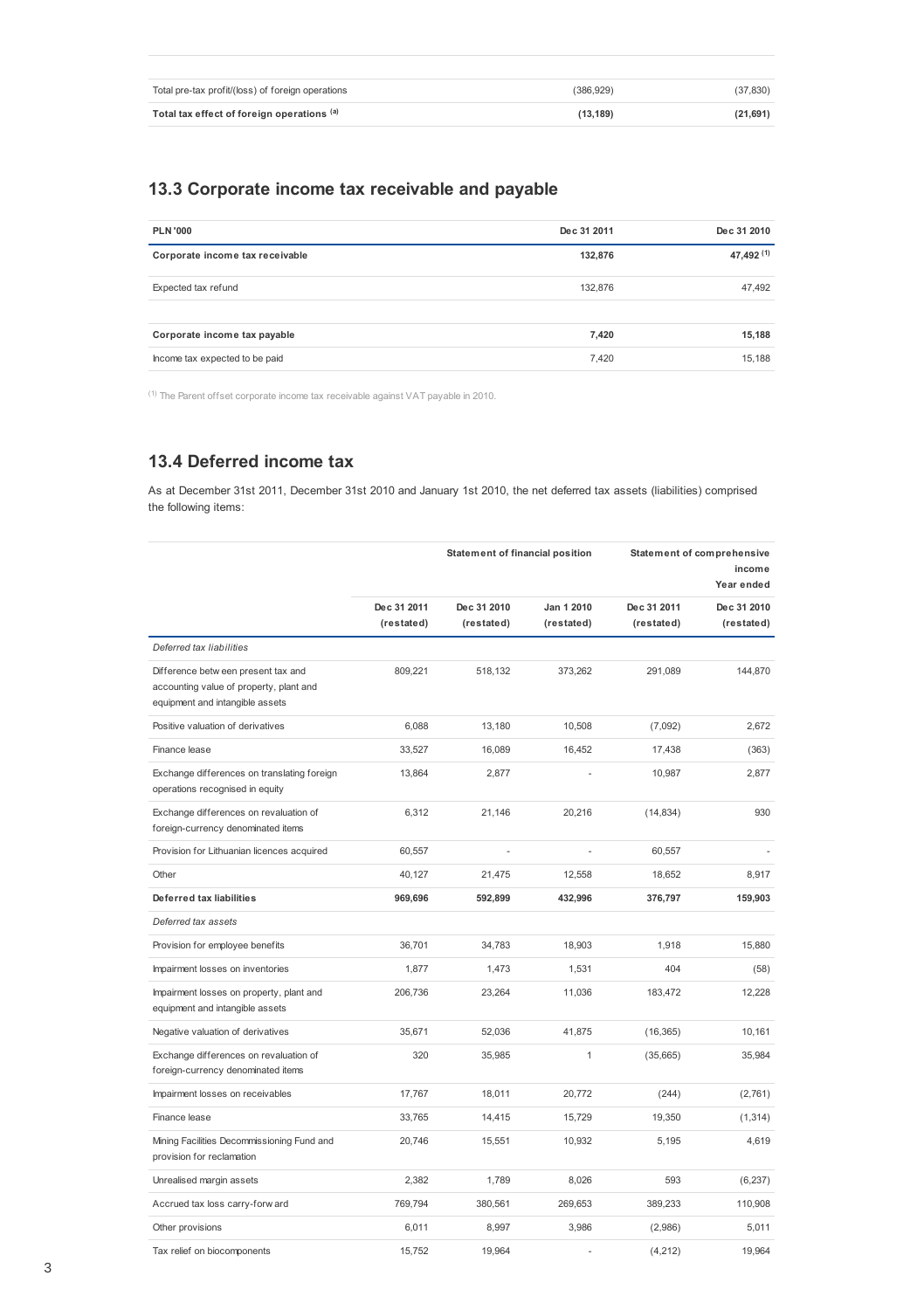| | | |
|---|---|---|
| Total pre-tax profit/(loss) of foreign operations | (386,929) | (37,830) |
| **Total tax effect of foreign operations [a]** | **(13,189)** | **(21,691)** |

## 13.3 Corporate income tax receivable and payable

| PLN '000 | Dec 31 2011 | Dec 31 2010 |
|---|---|---|
| **Corporate income tax receivable** | **132,876** | **47,492 [1]** |
| Expected tax refund | 132,876 | 47,492 |
| | | |
| **Corporate income tax payable** | **7,420** | **15,188** |
| Income tax expected to be paid | 7,420 | 15,188 |

[1] The Parent offset corporate income tax receivable against VAT payable in 2010.

## 13.4 Deferred income tax

As at December 31st 2011, December 31st 2010 and January 1st 2010, the net deferred tax assets (liabilities) comprised the following items:

| | Statement of financial position | | | Statement of comprehensive income Year ended | |
|---|---|---|---|---|---|
| | Dec 31 2011 (restated) | Dec 31 2010 (restated) | Jan 1 2010 (restated) | Dec 31 2011 (restated) | Dec 31 2010 (restated) |
| *Deferred tax liabilities* | | | | | |
| Difference between present tax and accounting value of property, plant and equipment and intangible assets | 809,221 | 518,132 | 373,262 | 291,089 | 144,870 |
| Positive valuation of derivatives | 6,088 | 13,180 | 10,508 | (7,092) | 2,672 |
| Finance lease | 33,527 | 16,089 | 16,452 | 17,438 | (363) |
| Exchange differences on translating foreign operations recognised in equity | 13,864 | 2,877 | - | 10,987 | 2,877 |
| Exchange differences on revaluation of foreign-currency denominated items | 6,312 | 21,146 | 20,216 | (14,834) | 930 |
| Provision for Lithuanian licences acquired | 60,557 | - | - | 60,557 | - |
| Other | 40,127 | 21,475 | 12,558 | 18,652 | 8,917 |
| **Deferred tax liabilities** | **969,696** | **592,899** | **432,996** | **376,797** | **159,903** |
| *Deferred tax assets* | | | | | |
| Provision for employee benefits | 36,701 | 34,783 | 18,903 | 1,918 | 15,880 |
| Impairment losses on inventories | 1,877 | 1,473 | 1,531 | 404 | (58) |
| Impairment losses on property, plant and equipment and intangible assets | 206,736 | 23,264 | 11,036 | 183,472 | 12,228 |
| Negative valuation of derivatives | 35,671 | 52,036 | 41,875 | (16,365) | 10,161 |
| Exchange differences on revaluation of foreign-currency denominated items | 320 | 35,985 | 1 | (35,665) | 35,984 |
| Impairment losses on receivables | 17,767 | 18,011 | 20,772 | (244) | (2,761) |
| Finance lease | 33,765 | 14,415 | 15,729 | 19,350 | (1,314) |
| Mining Facilities Decommissioning Fund and provision for reclamation | 20,746 | 15,551 | 10,932 | 5,195 | 4,619 |
| Unrealised margin assets | 2,382 | 1,789 | 8,026 | 593 | (6,237) |
| Accrued tax loss carry-forward | 769,794 | 380,561 | 269,653 | 389,233 | 110,908 |
| Other provisions | 6,011 | 8,997 | 3,986 | (2,986) | 5,011 |
| Tax relief on biocomponents | 15,752 | 19,964 | - | (4,212) | 19,964 |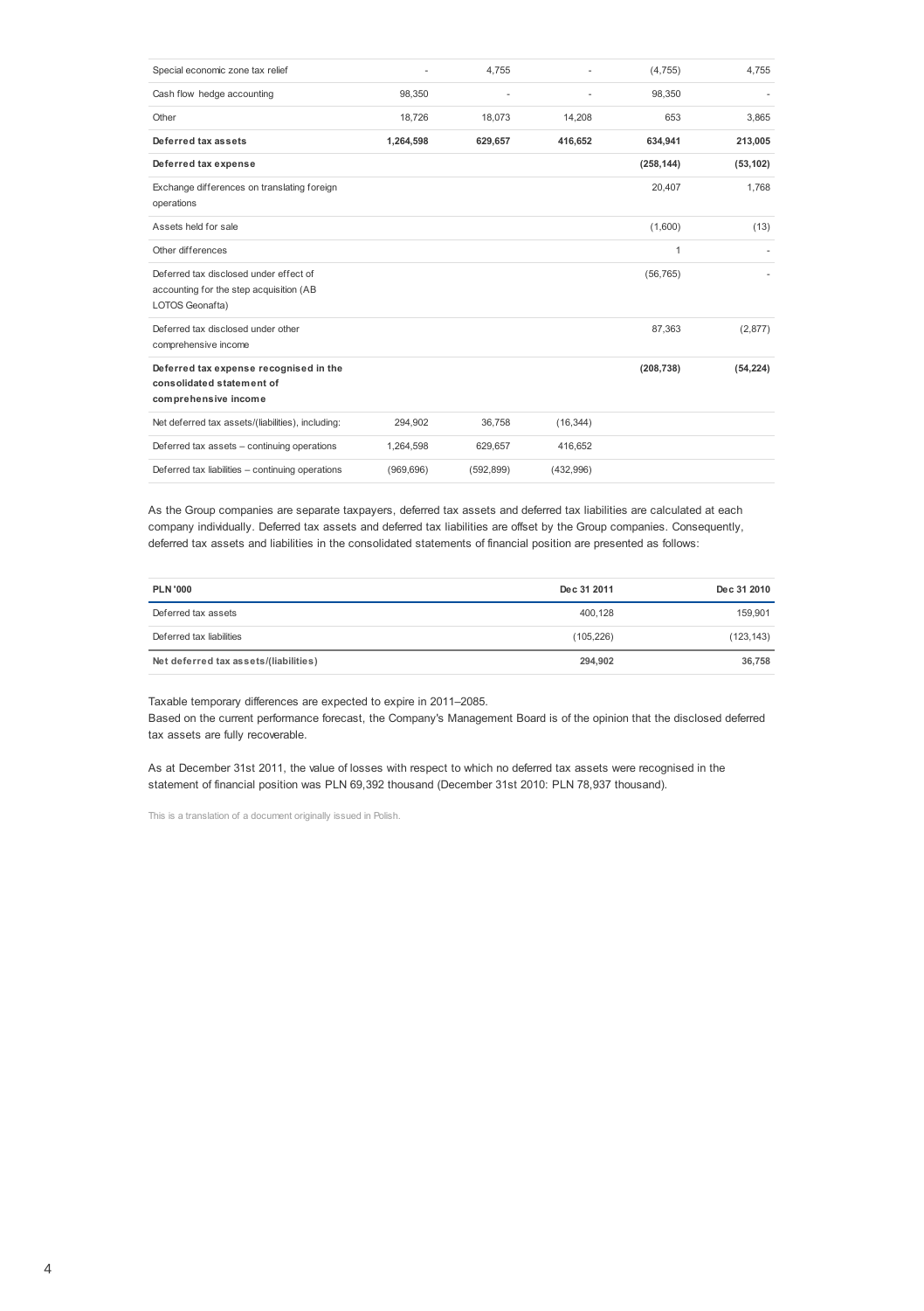| | | | | | |
|---|---|---|---|---|---|
| Special economic zone tax relief | - | 4,755 | - | (4,755) | 4,755 |
| Cash flow hedge accounting | 98,350 | - | - | 98,350 | - |
| Other | 18,726 | 18,073 | 14,208 | 653 | 3,865 |
| **Deferred tax assets** | **1,264,598** | **629,657** | **416,652** | **634,941** | **213,005** |
| **Deferred tax expense** | | | | **(258,144)** | **(53,102)** |
| Exchange differences on translating foreign operations | | | | 20,407 | 1,768 |
| Assets held for sale | | | | (1,600) | (13) |
| Other differences | | | | 1 | - |
| Deferred tax disclosed under effect of accounting for the step acquisition (AB LOTOS Geonafta) | | | | (56,765) | - |
| Deferred tax disclosed under other comprehensive income | | | | 87,363 | (2,877) |
| **Deferred tax expense recognised in the consolidated statement of comprehensive income** | | | | **(208,738)** | **(54,224)** |
| Net deferred tax assets/(liabilities), including: | 294,902 | 36,758 | (16,344) | | |
| Deferred tax assets – continuing operations | 1,264,598 | 629,657 | 416,652 | | |
| Deferred tax liabilities – continuing operations | (969,696) | (592,899) | (432,996) | | |

As the Group companies are separate taxpayers, deferred tax assets and deferred tax liabilities are calculated at each company individually. Deferred tax assets and deferred tax liabilities are offset by the Group companies. Consequently, deferred tax assets and liabilities in the consolidated statements of financial position are presented as follows:

| PLN '000 | Dec 31 2011 | Dec 31 2010 |
|---|---|---|
| Deferred tax assets | 400,128 | 159,901 |
| Deferred tax liabilities | (105,226) | (123,143) |
| **Net deferred tax assets/(liabilities)** | **294,902** | **36,758** |

Taxable temporary differences are expected to expire in 2011–2085.

Based on the current performance forecast, the Company's Management Board is of the opinion that the disclosed deferred tax assets are fully recoverable.

As at December 31st 2011, the value of losses with respect to which no deferred tax assets were recognised in the statement of financial position was PLN 69,392 thousand (December 31st 2010: PLN 78,937 thousand).

This is a translation of a document originally issued in Polish.